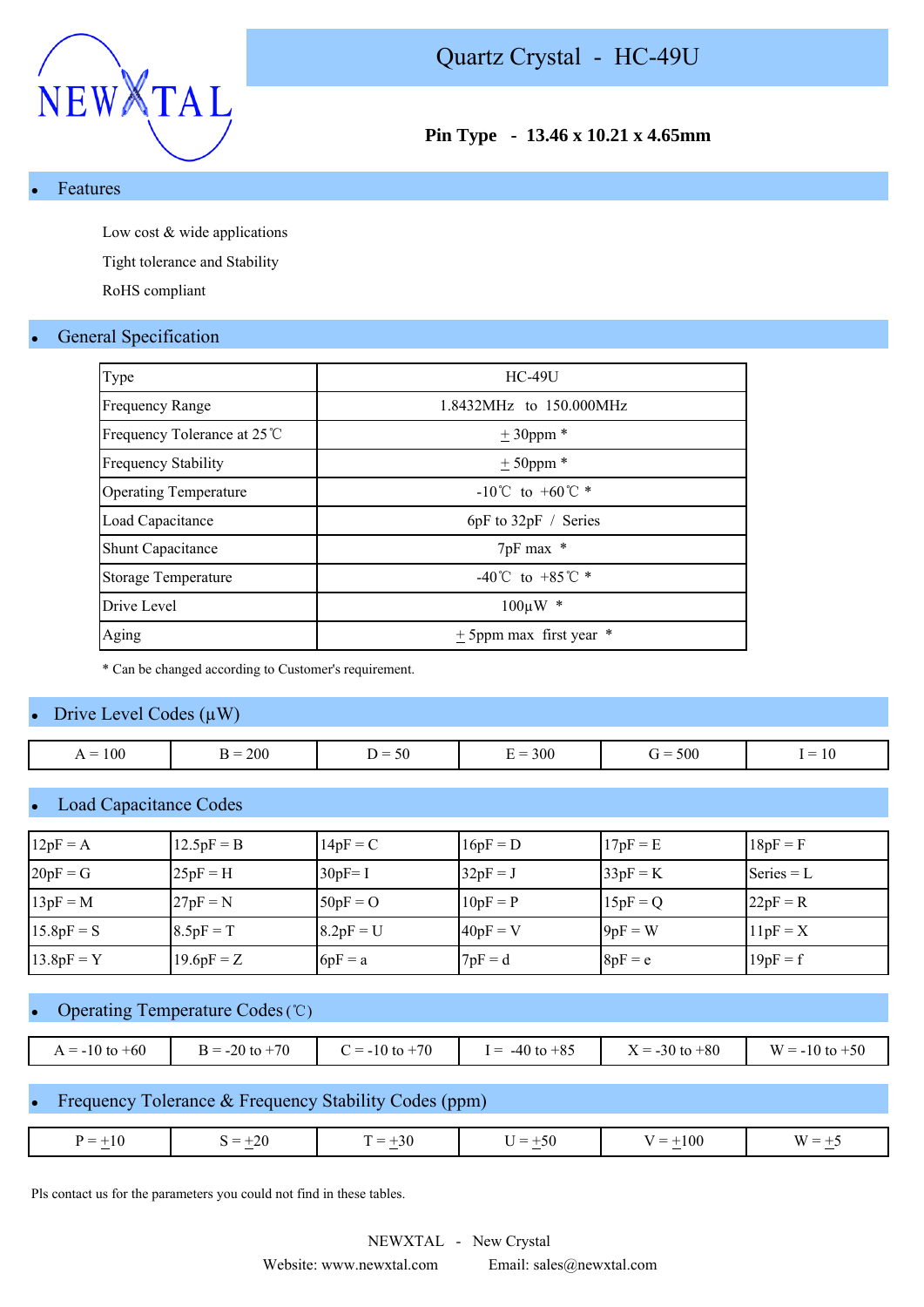NEWXTAL

# Quartz Crystal - HC-49U

**Pin Type - 13.46 x 10.21 x 4.65mm**

## Features

Low cost & wide applications

Tight tolerance and Stability

RoHS compliant

## General Specification

| Type | HC-49U |
|---|---|
| Frequency Range | 1.8432MHz to 150.000MHz |
| Frequency Tolerance at 25℃ | ± 30ppm * |
| Frequency Stability | ± 50ppm * |
| Operating Temperature | -10℃ to +60℃ * |
| Load Capacitance | 6pF to 32pF / Series |
| Shunt Capacitance | 7pF max * |
| Storage Temperature | -40℃ to +85℃ * |
| Drive Level | 100µW * |
| Aging | ± 5ppm max first year * |

* Can be changed according to Customer's requirement.

## Drive Level Codes (µW)

| A = 100 | B = 200 | D = 50 | E = 300 | G = 500 | I = 10 |
|---|---|---|---|---|---|

## Load Capacitance Codes

| 12pF = A | 12.5pF = B | 14pF = C | 16pF = D | 17pF = E | 18pF = F |
|---|---|---|---|---|---|
| 20pF = G | 25pF = H | 30pF= I | 32pF = J | 33pF = K | Series = L |
| 13pF = M | 27pF = N | 50pF = O | 10pF = P | 15pF = Q | 22pF = R |
| 15.8pF = S | 8.5pF = T | 8.2pF = U | 40pF = V | 9pF = W | 11pF = X |
| 13.8pF = Y | 19.6pF = Z | 6pF = a | 7pF = d | 8pF = e | 19pF = f |

## Operating Temperature Codes (℃)

| A = -10 to +60 | B = -20 to +70 | C = -10 to +70 | I = -40 to +85 | X = -30 to +80 | W = -10 to +50 |
|---|---|---|---|---|---|

## Frequency Tolerance & Frequency Stability Codes (ppm)

| P = ±10 | S = ±20 | T = ±30 | U = ±50 | V = ±100 | W = ±5 |
|---|---|---|---|---|---|

Pls contact us for the parameters you could not find in these tables.

NEWXTAL - New Crystal

Website: www.newxtal.com Email: sales@newxtal.com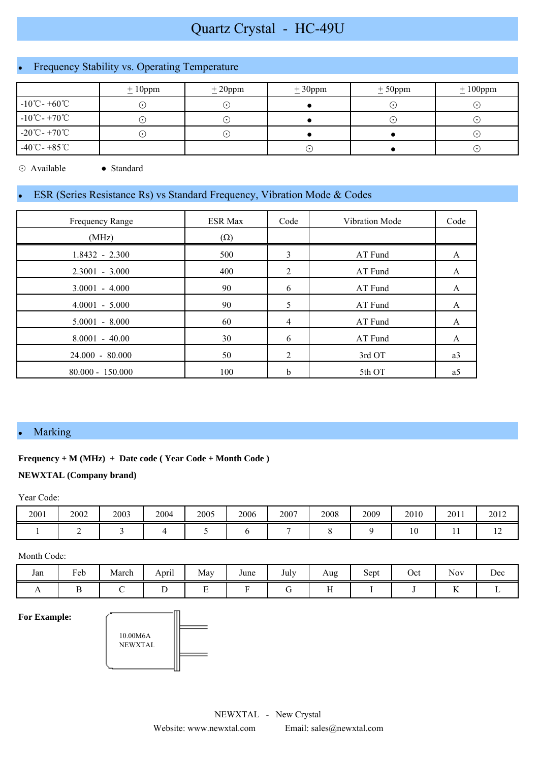# Quartz Crystal - HC-49U

## Frequency Stability vs. Operating Temperature

| | ±10ppm | ±20ppm | ±30ppm | ±50ppm | ±100ppm |
|---|---|---|---|---|---|
| -10℃- +60℃ | ⊙ | ⊙ | ● | ⊙ | ⊙ |
| -10℃- +70℃ | ⊙ | ⊙ | ● | ⊙ | ⊙ |
| -20℃- +70℃ | ⊙ | ⊙ | ● | ● | ⊙ |
| -40℃- +85℃ | | | ⊙ | ● | ⊙ |

⊙ Available  ● Standard

## ESR (Series Resistance Rs) vs Standard Frequency, Vibration Mode & Codes

| Frequency Range (MHz) | ESR Max (Ω) | Code | Vibration Mode | Code |
|---|---|---|---|---|
| 1.8432 - 2.300 | 500 | 3 | AT Fund | A |
| 2.3001 - 3.000 | 400 | 2 | AT Fund | A |
| 3.0001 - 4.000 | 90 | 6 | AT Fund | A |
| 4.0001 - 5.000 | 90 | 5 | AT Fund | A |
| 5.0001 - 8.000 | 60 | 4 | AT Fund | A |
| 8.0001 - 40.00 | 30 | 6 | AT Fund | A |
| 24.000 - 80.000 | 50 | 2 | 3rd OT | a3 |
| 80.000 - 150.000 | 100 | b | 5th OT | a5 |

## Marking

**Frequency + M (MHz) + Date code ( Year Code + Month Code )**

**NEWXTAL (Company brand)**

Year Code:

| 2001 | 2002 | 2003 | 2004 | 2005 | 2006 | 2007 | 2008 | 2009 | 2010 | 2011 | 2012 |
|---|---|---|---|---|---|---|---|---|---|---|---|
| 1 | 2 | 3 | 4 | 5 | 6 | 7 | 8 | 9 | 10 | 11 | 12 |

Month Code:

| Jan | Feb | March | April | May | June | July | Aug | Sept | Oct | Nov | Dec |
|---|---|---|---|---|---|---|---|---|---|---|---|
| A | B | C | D | E | F | G | H | I | J | K | L |

**For Example:**

10.00M6A
NEWXTAL

NEWXTAL - New Crystal

Website: www.newxtal.com  Email: sales@newxtal.com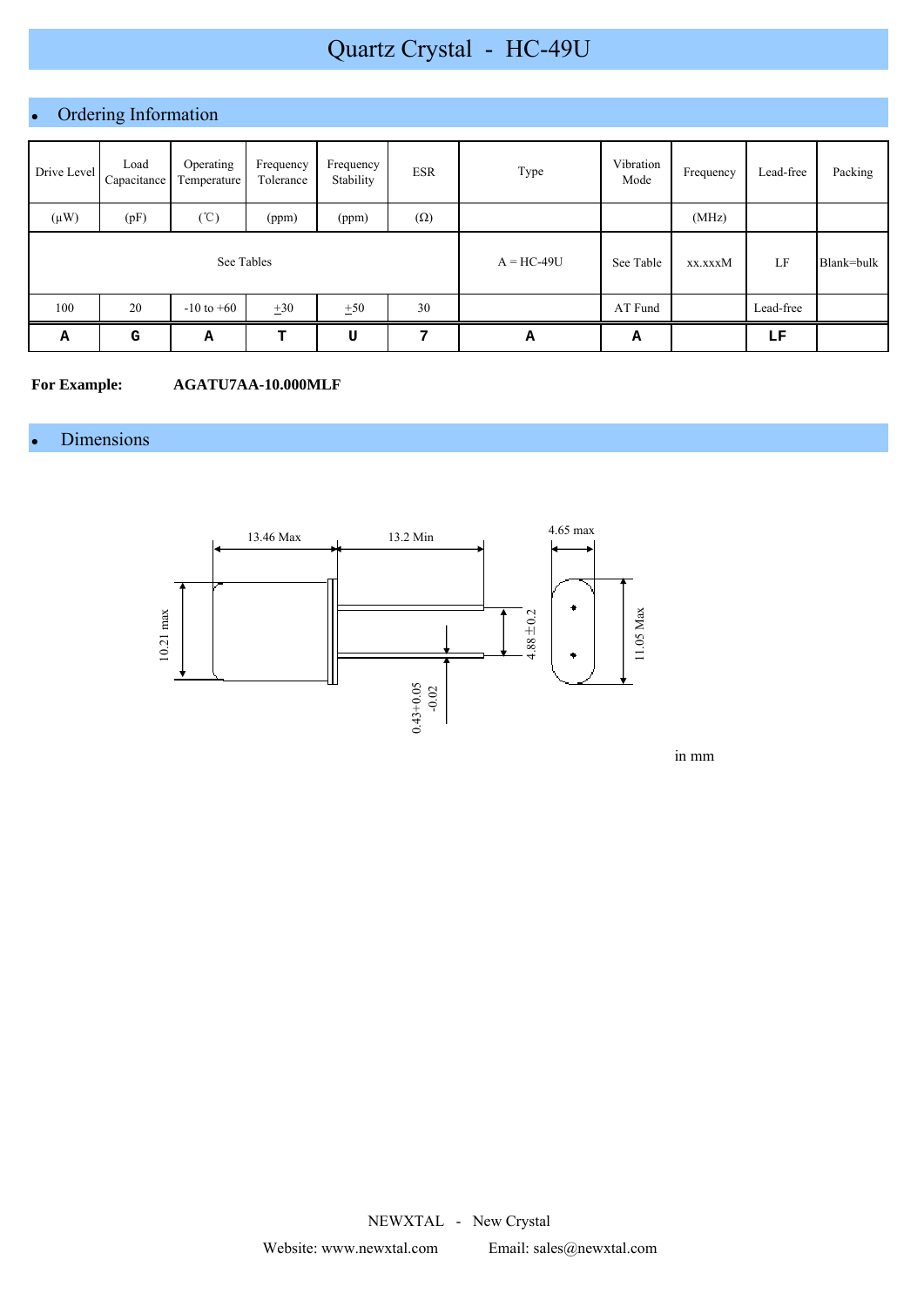# Quartz Crystal - HC-49U

## Ordering Information

| Drive Level | Load Capacitance | Operating Temperature | Frequency Tolerance | Frequency Stability | ESR | Type | Vibration Mode | Frequency | Lead-free | Packing |
|---|---|---|---|---|---|---|---|---|---|---|
| (μW) | (pF) | (℃) | (ppm) | (ppm) | (Ω) | | | (MHz) | | |
| See Tables | | | | | | A = HC-49U | See Table | xx.xxxM | LF | Blank=bulk |
| 100 | 20 | -10 to +60 | ±30 | ±50 | 30 | | AT Fund | | Lead-free | |
| A | G | A | T | U | 7 | A | A | | LF | |

**For Example:** **AGATU7AA-10.000MLF**

## Dimensions

13.46 Max

13.2 Min

4.65 max

10.21 max

4.88±0.2

11.05 Max

0.43+0.05 -0.02

in mm

NEWXTAL - New Crystal

Website: www.newxtal.com Email: sales@newxtal.com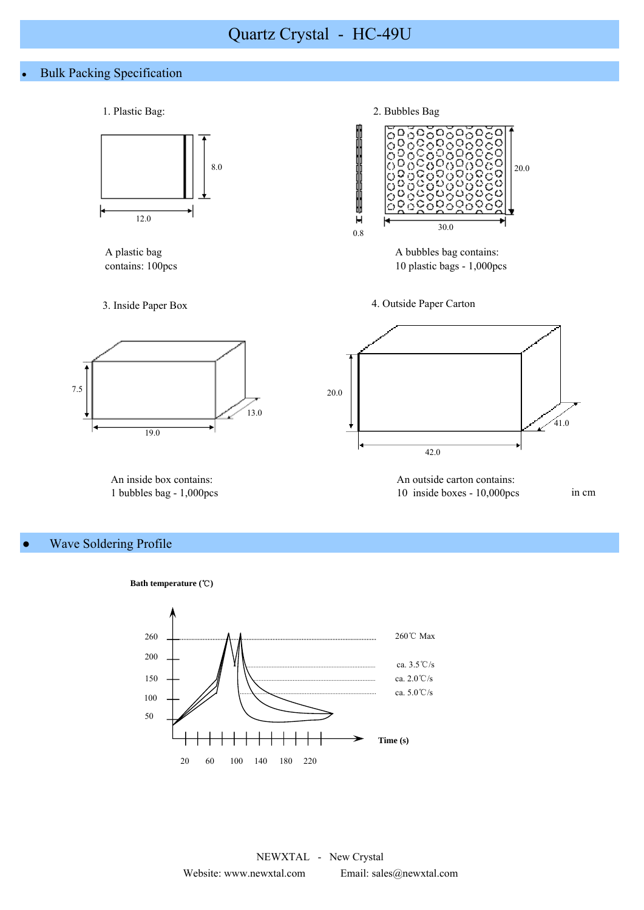# Quartz Crystal - HC-49U

## Bulk Packing Specification

1. Plastic Bag:

8.0

12.0

A plastic bag contains: 100pcs

2. Bubbles Bag

20.0

0.8

30.0

A bubbles bag contains: 10 plastic bags - 1,000pcs

3. Inside Paper Box

7.5

13.0

19.0

An inside box contains: 1 bubbles bag - 1,000pcs

4. Outside Paper Carton

20.0

41.0

42.0

An outside carton contains: 10 inside boxes - 10,000pcs

in cm

## Wave Soldering Profile

Bath temperature (℃)

260

200

150

100

50

260℃ Max

ca. 3.5℃/s

ca. 2.0℃/s

ca. 5.0℃/s

Time (s)

20 60 100 140 180 220

NEWXTAL - New Crystal

Website: www.newxtal.com Email: sales@newxtal.com